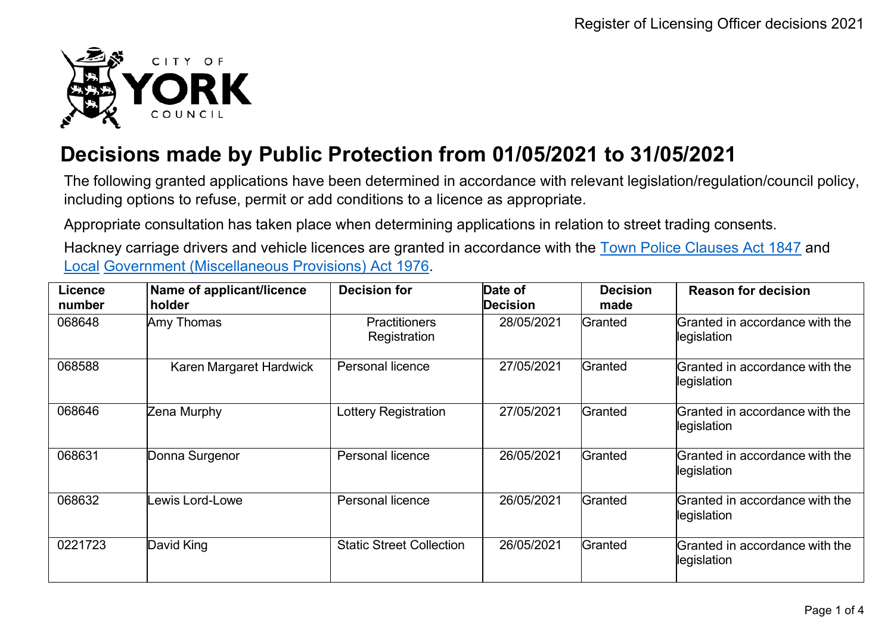# Decisions made by Public Protection from 01/05/2021 to 31/05/2021

The following granted applications have been determined in accordance with relevant legislation/regulation/council policy, including options to refuse, permit or add conditions to a licence as appropriate.

Appropriate consultation has taken place when determining applications in relation to street trading consents.

Hackney carriage drivers and vehicle licences are granted in accordance with the Town Police Clauses Act 1847 and Local Government (Miscellaneous Provisions) Act 1976.

| Licence number | Name of applicant/licence holder | Decision for | Date of Decision | Decision made | Reason for decision |
|---|---|---|---|---|---|
| 068648 | Amy Thomas | Practitioners Registration | 28/05/2021 | Granted | Granted in accordance with the legislation |
| 068588 | Karen Margaret Hardwick | Personal licence | 27/05/2021 | Granted | Granted in accordance with the legislation |
| 068646 | Zena Murphy | Lottery Registration | 27/05/2021 | Granted | Granted in accordance with the legislation |
| 068631 | Donna Surgenor | Personal licence | 26/05/2021 | Granted | Granted in accordance with the legislation |
| 068632 | Lewis Lord-Lowe | Personal licence | 26/05/2021 | Granted | Granted in accordance with the legislation |
| 0221723 | David King | Static Street Collection | 26/05/2021 | Granted | Granted in accordance with the legislation |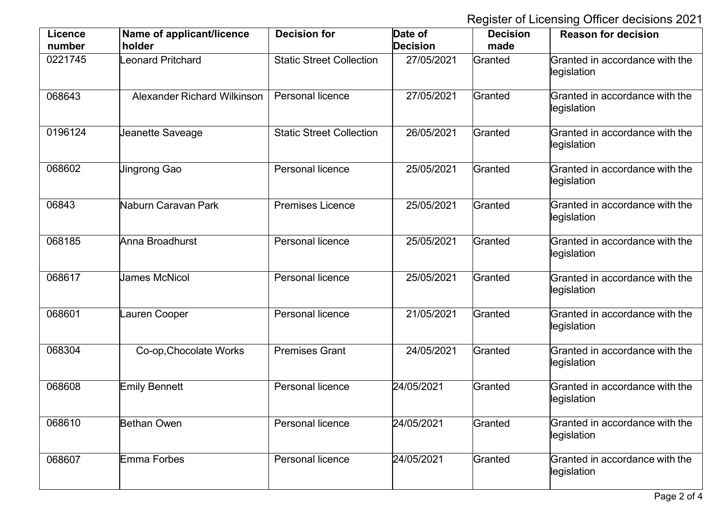Register of Licensing Officer decisions 2021

| Licence number | Name of applicant/licence holder | Decision for | Date of Decision | Decision made | Reason for decision |
|---|---|---|---|---|---|
| 0221745 | Leonard Pritchard | Static Street Collection | 27/05/2021 | Granted | Granted in accordance with the legislation |
| 068643 | Alexander Richard Wilkinson | Personal licence | 27/05/2021 | Granted | Granted in accordance with the legislation |
| 0196124 | Jeanette Saveage | Static Street Collection | 26/05/2021 | Granted | Granted in accordance with the legislation |
| 068602 | Jingrong Gao | Personal licence | 25/05/2021 | Granted | Granted in accordance with the legislation |
| 06843 | Naburn Caravan Park | Premises Licence | 25/05/2021 | Granted | Granted in accordance with the legislation |
| 068185 | Anna Broadhurst | Personal licence | 25/05/2021 | Granted | Granted in accordance with the legislation |
| 068617 | James McNicol | Personal licence | 25/05/2021 | Granted | Granted in accordance with the legislation |
| 068601 | Lauren Cooper | Personal licence | 21/05/2021 | Granted | Granted in accordance with the legislation |
| 068304 | Co-op,Chocolate Works | Premises Grant | 24/05/2021 | Granted | Granted in accordance with the legislation |
| 068608 | Emily Bennett | Personal licence | 24/05/2021 | Granted | Granted in accordance with the legislation |
| 068610 | Bethan Owen | Personal licence | 24/05/2021 | Granted | Granted in accordance with the legislation |
| 068607 | Emma Forbes | Personal licence | 24/05/2021 | Granted | Granted in accordance with the legislation |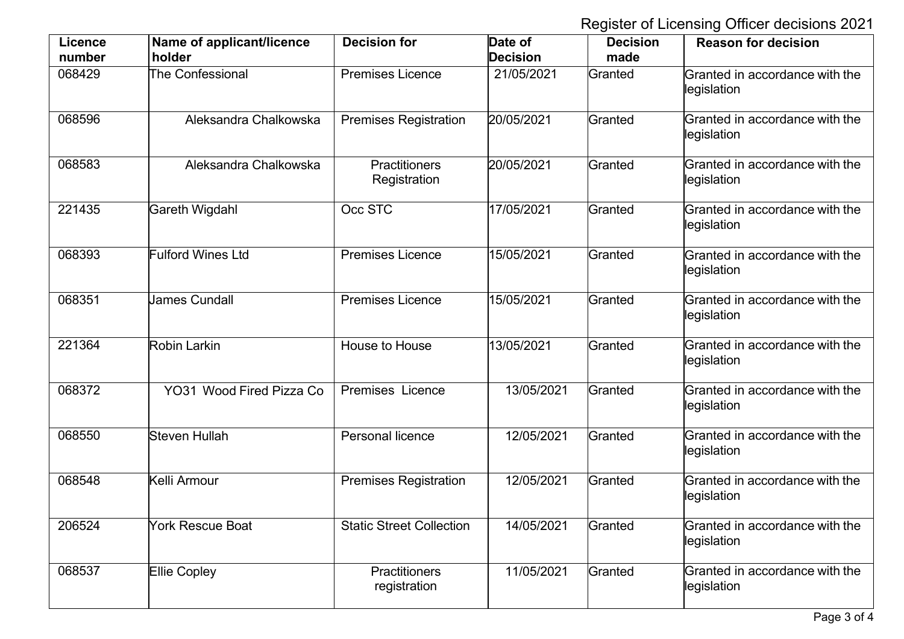Register of Licensing Officer decisions 2021

| Licence number | Name of applicant/licence holder | Decision for | Date of Decision | Decision made | Reason for decision |
|---|---|---|---|---|---|
| 068429 | The Confessional | Premises Licence | 21/05/2021 | Granted | Granted in accordance with the legislation |
| 068596 | Aleksandra Chalkowska | Premises Registration | 20/05/2021 | Granted | Granted in accordance with the legislation |
| 068583 | Aleksandra Chalkowska | Practitioners Registration | 20/05/2021 | Granted | Granted in accordance with the legislation |
| 221435 | Gareth Wigdahl | Occ STC | 17/05/2021 | Granted | Granted in accordance with the legislation |
| 068393 | Fulford Wines Ltd | Premises Licence | 15/05/2021 | Granted | Granted in accordance with the legislation |
| 068351 | James Cundall | Premises Licence | 15/05/2021 | Granted | Granted in accordance with the legislation |
| 221364 | Robin Larkin | House to House | 13/05/2021 | Granted | Granted in accordance with the legislation |
| 068372 | YO31 Wood Fired Pizza Co | Premises Licence | 13/05/2021 | Granted | Granted in accordance with the legislation |
| 068550 | Steven Hullah | Personal licence | 12/05/2021 | Granted | Granted in accordance with the legislation |
| 068548 | Kelli Armour | Premises Registration | 12/05/2021 | Granted | Granted in accordance with the legislation |
| 206524 | York Rescue Boat | Static Street Collection | 14/05/2021 | Granted | Granted in accordance with the legislation |
| 068537 | Ellie Copley | Practitioners registration | 11/05/2021 | Granted | Granted in accordance with the legislation |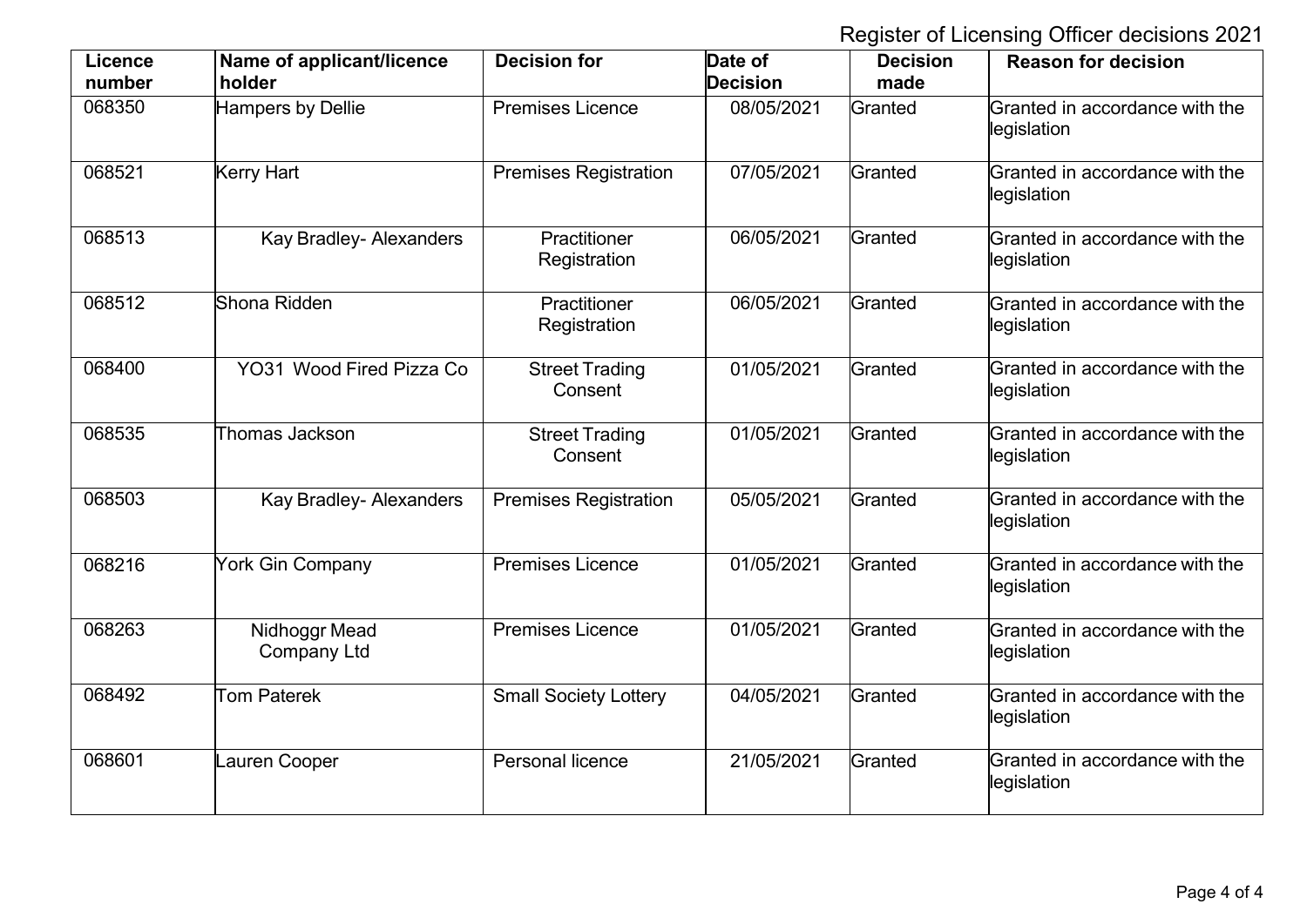Register of Licensing Officer decisions 2021

| Licence number | Name of applicant/licence holder | Decision for | Date of Decision | Decision made | Reason for decision |
|---|---|---|---|---|---|
| 068350 | Hampers by Dellie | Premises Licence | 08/05/2021 | Granted | Granted in accordance with the legislation |
| 068521 | Kerry Hart | Premises Registration | 07/05/2021 | Granted | Granted in accordance with the legislation |
| 068513 | Kay Bradley- Alexanders | Practitioner Registration | 06/05/2021 | Granted | Granted in accordance with the legislation |
| 068512 | Shona Ridden | Practitioner Registration | 06/05/2021 | Granted | Granted in accordance with the legislation |
| 068400 | YO31 Wood Fired Pizza Co | Street Trading Consent | 01/05/2021 | Granted | Granted in accordance with the legislation |
| 068535 | Thomas Jackson | Street Trading Consent | 01/05/2021 | Granted | Granted in accordance with the legislation |
| 068503 | Kay Bradley- Alexanders | Premises Registration | 05/05/2021 | Granted | Granted in accordance with the legislation |
| 068216 | York Gin Company | Premises Licence | 01/05/2021 | Granted | Granted in accordance with the legislation |
| 068263 | Nidhoggr Mead Company Ltd | Premises Licence | 01/05/2021 | Granted | Granted in accordance with the legislation |
| 068492 | Tom Paterek | Small Society Lottery | 04/05/2021 | Granted | Granted in accordance with the legislation |
| 068601 | Lauren Cooper | Personal licence | 21/05/2021 | Granted | Granted in accordance with the legislation |